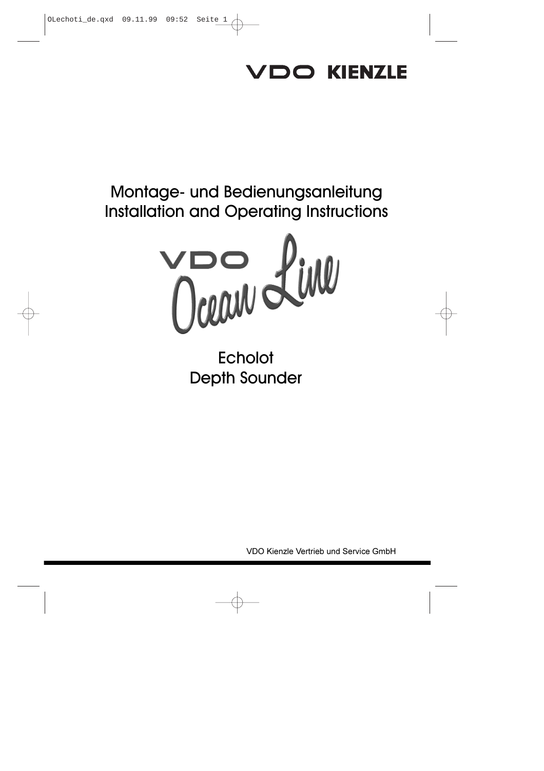VDO KIENZLE

Montage- und Bedienungsanleitung
Installation and Operating Instructions

VDO Ocean Line

# Echolot
# Depth Sounder

VDO Kienzle Vertrieb und Service GmbH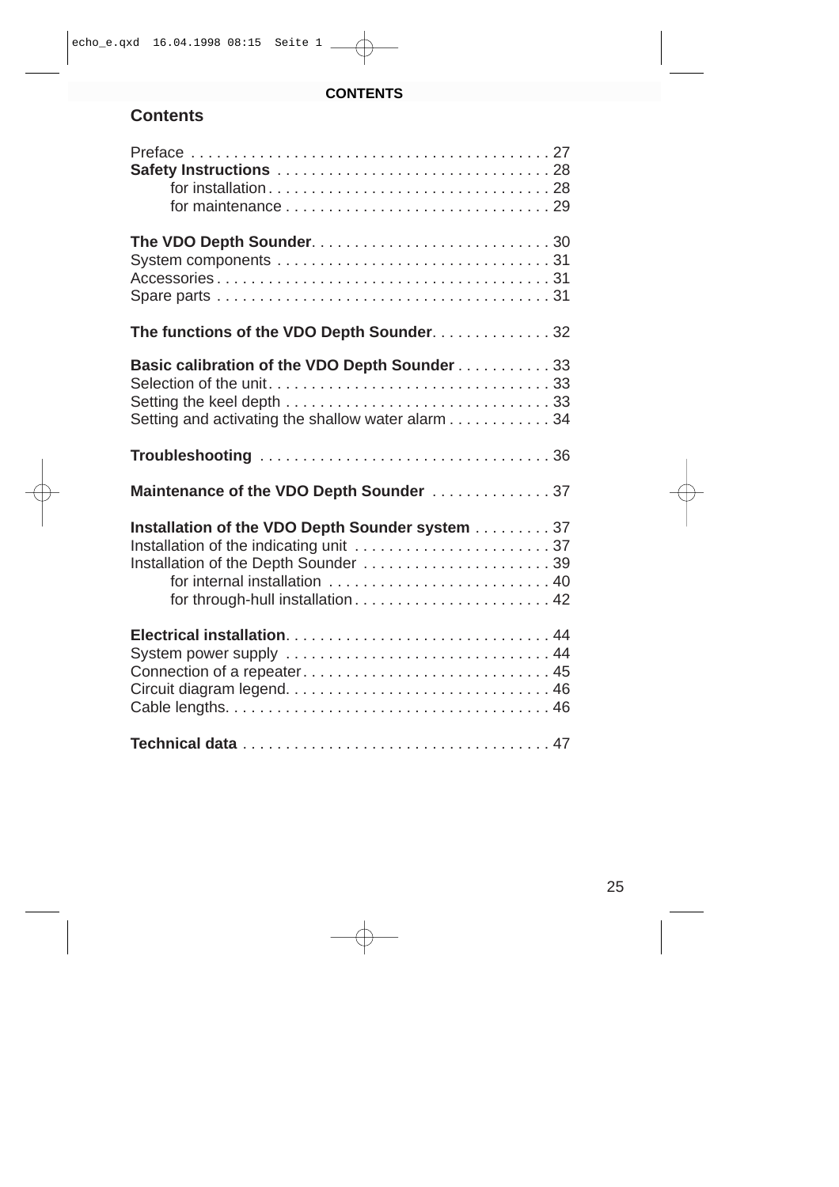## Contents

| | |
|---|---|
| Preface | 27 |
| **Safety Instructions** | 28 |
|     for installation | 28 |
|     for maintenance | 29 |
| **The VDO Depth Sounder** | 30 |
| System components | 31 |
| Accessories | 31 |
| Spare parts | 31 |
| **The functions of the VDO Depth Sounder** | 32 |
| **Basic calibration of the VDO Depth Sounder** | 33 |
| Selection of the unit | 33 |
| Setting the keel depth | 33 |
| Setting and activating the shallow water alarm | 34 |
| **Troubleshooting** | 36 |
| **Maintenance of the VDO Depth Sounder** | 37 |
| **Installation of the VDO Depth Sounder system** | 37 |
| Installation of the indicating unit | 37 |
| Installation of the Depth Sounder | 39 |
|     for internal installation | 40 |
|     for through-hull installation | 42 |
| **Electrical installation** | 44 |
| System power supply | 44 |
| Connection of a repeater | 45 |
| Circuit diagram legend | 46 |
| Cable lengths | 46 |
| **Technical data** | 47 |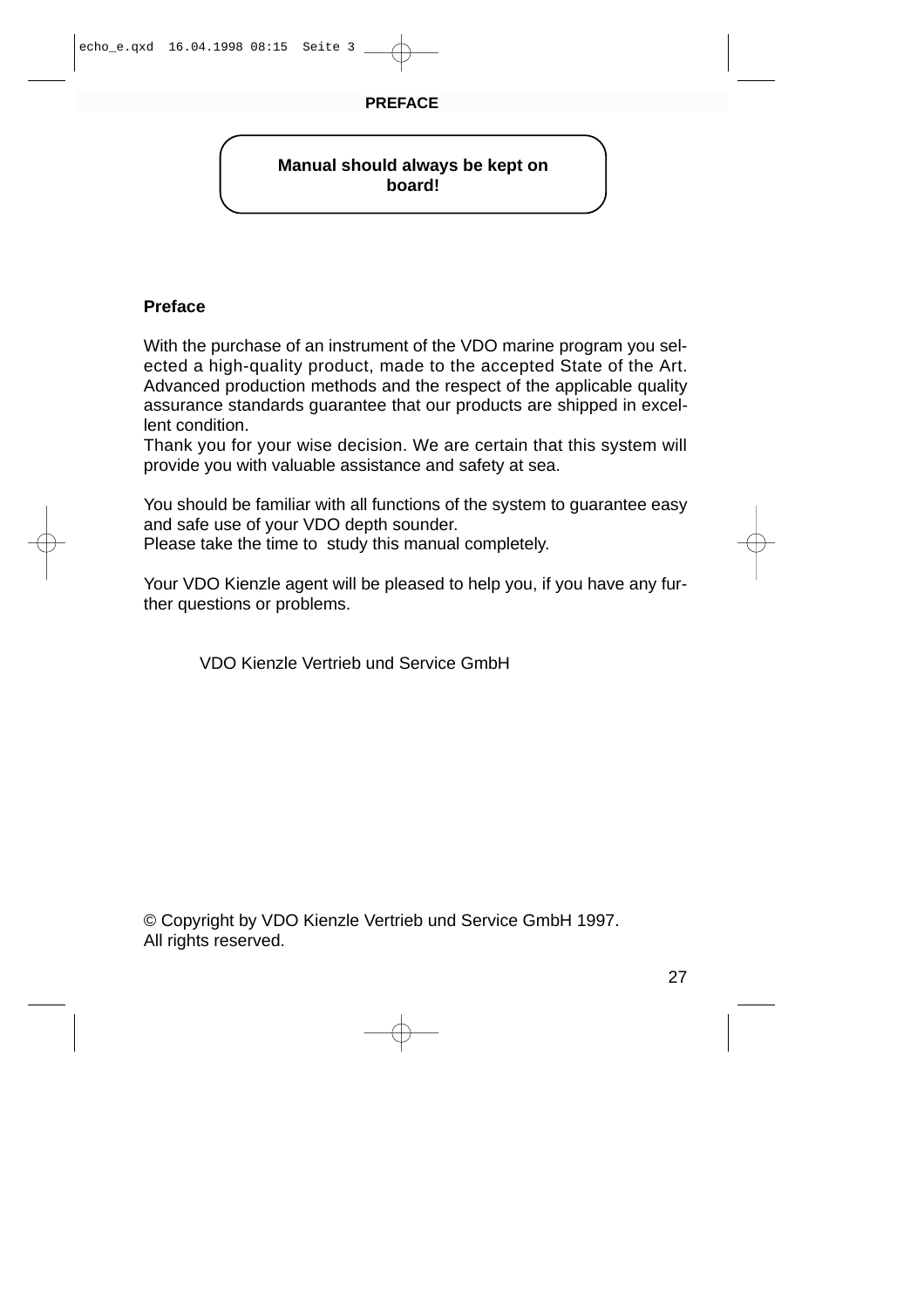**Manual should always be kept on board!**

## Preface

With the purchase of an instrument of the VDO marine program you selected a high-quality product, made to the accepted State of the Art. Advanced production methods and the respect of the applicable quality assurance standards guarantee that our products are shipped in excellent condition.
Thank you for your wise decision. We are certain that this system will provide you with valuable assistance and safety at sea.

You should be familiar with all functions of the system to guarantee easy and safe use of your VDO depth sounder.
Please take the time to study this manual completely.

Your VDO Kienzle agent will be pleased to help you, if you have any further questions or problems.

VDO Kienzle Vertrieb und Service GmbH

© Copyright by VDO Kienzle Vertrieb und Service GmbH 1997.
All rights reserved.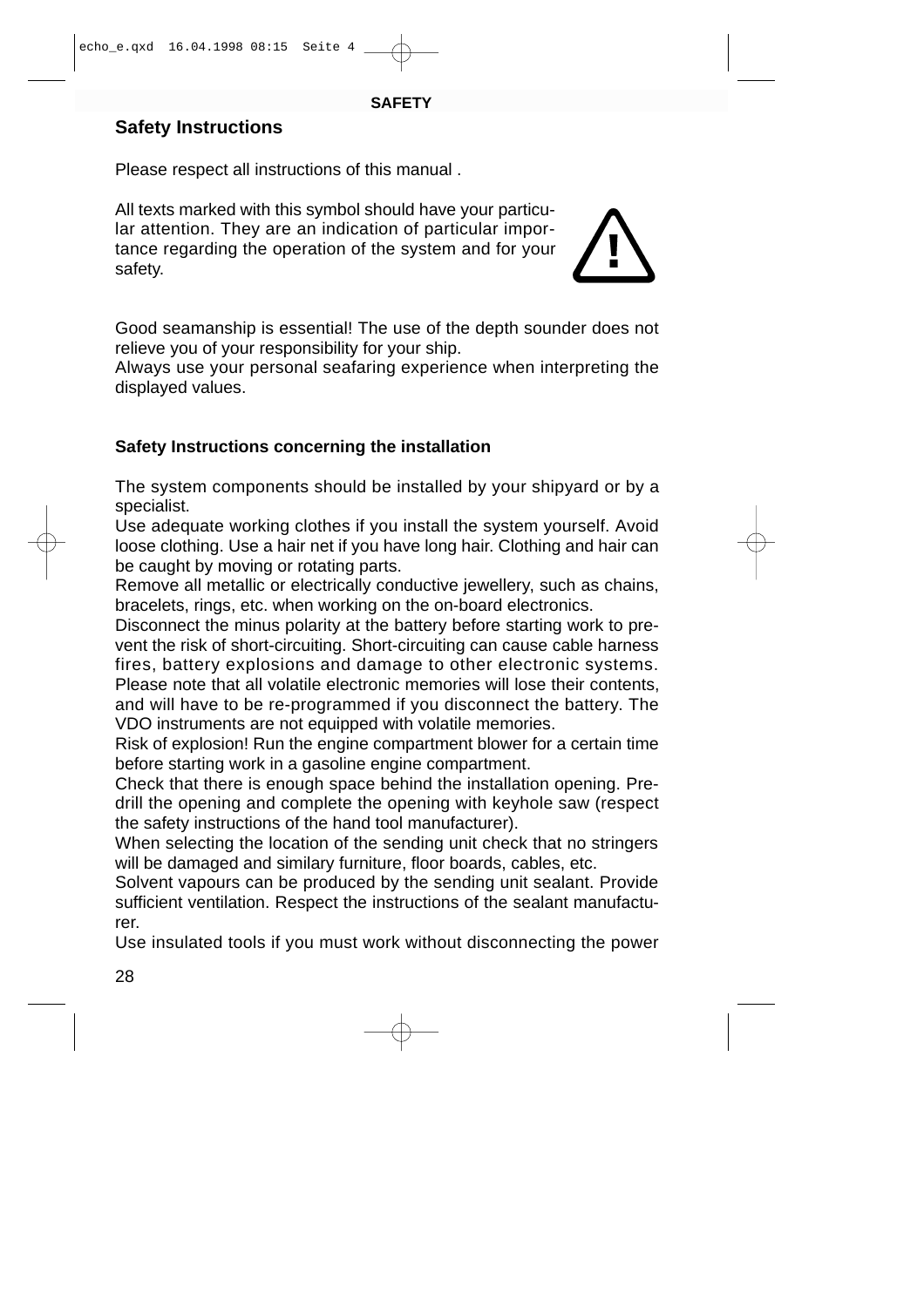## Safety Instructions

Please respect all instructions of this manual .

All texts marked with this symbol should have your particular attention. They are an indication of particular importance regarding the operation of the system and for your safety.

Good seamanship is essential! The use of the depth sounder does not relieve you of your responsibility for your ship.
Always use your personal seafaring experience when interpreting the displayed values.

### Safety Instructions concerning the installation

The system components should be installed by your shipyard or by a specialist.
Use adequate working clothes if you install the system yourself. Avoid loose clothing. Use a hair net if you have long hair. Clothing and hair can be caught by moving or rotating parts.
Remove all metallic or electrically conductive jewellery, such as chains, bracelets, rings, etc. when working on the on-board electronics.
Disconnect the minus polarity at the battery before starting work to prevent the risk of short-circuiting. Short-circuiting can cause cable harness fires, battery explosions and damage to other electronic systems. Please note that all volatile electronic memories will lose their contents, and will have to be re-programmed if you disconnect the battery. The VDO instruments are not equipped with volatile memories.
Risk of explosion! Run the engine compartment blower for a certain time before starting work in a gasoline engine compartment.
Check that there is enough space behind the installation opening. Predrill the opening and complete the opening with keyhole saw (respect the safety instructions of the hand tool manufacturer).
When selecting the location of the sending unit check that no stringers will be damaged and similary furniture, floor boards, cables, etc.
Solvent vapours can be produced by the sending unit sealant. Provide sufficient ventilation. Respect the instructions of the sealant manufacturer.
Use insulated tools if you must work without disconnecting the power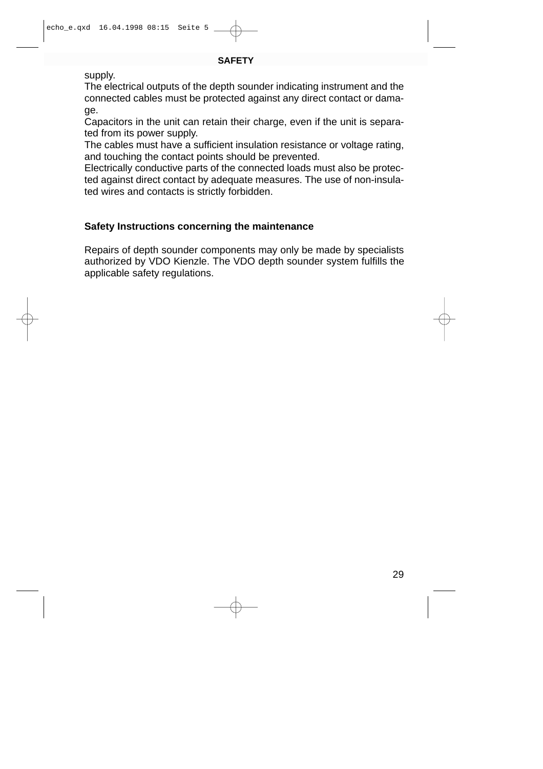supply.

The electrical outputs of the depth sounder indicating instrument and the connected cables must be protected against any direct contact or damage.

Capacitors in the unit can retain their charge, even if the unit is separated from its power supply.

The cables must have a sufficient insulation resistance or voltage rating, and touching the contact points should be prevented.

Electrically conductive parts of the connected loads must also be protected against direct contact by adequate measures. The use of non-insulated wires and contacts is strictly forbidden.

### Safety Instructions concerning the maintenance

Repairs of depth sounder components may only be made by specialists authorized by VDO Kienzle. The VDO depth sounder system fulfills the applicable safety regulations.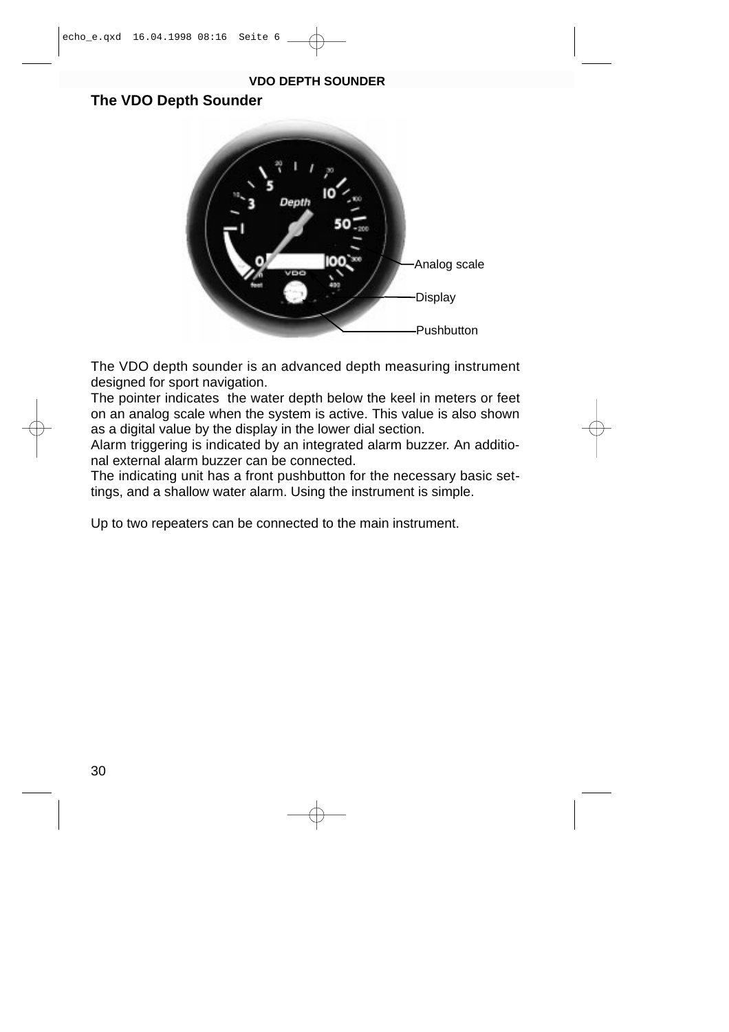## The VDO Depth Sounder

Analog scale

Display

Pushbutton

The VDO depth sounder is an advanced depth measuring instrument designed for sport navigation.
The pointer indicates the water depth below the keel in meters or feet on an analog scale when the system is active. This value is also shown as a digital value by the display in the lower dial section.
Alarm triggering is indicated by an integrated alarm buzzer. An additional external alarm buzzer can be connected.
The indicating unit has a front pushbutton for the necessary basic settings, and a shallow water alarm. Using the instrument is simple.

Up to two repeaters can be connected to the main instrument.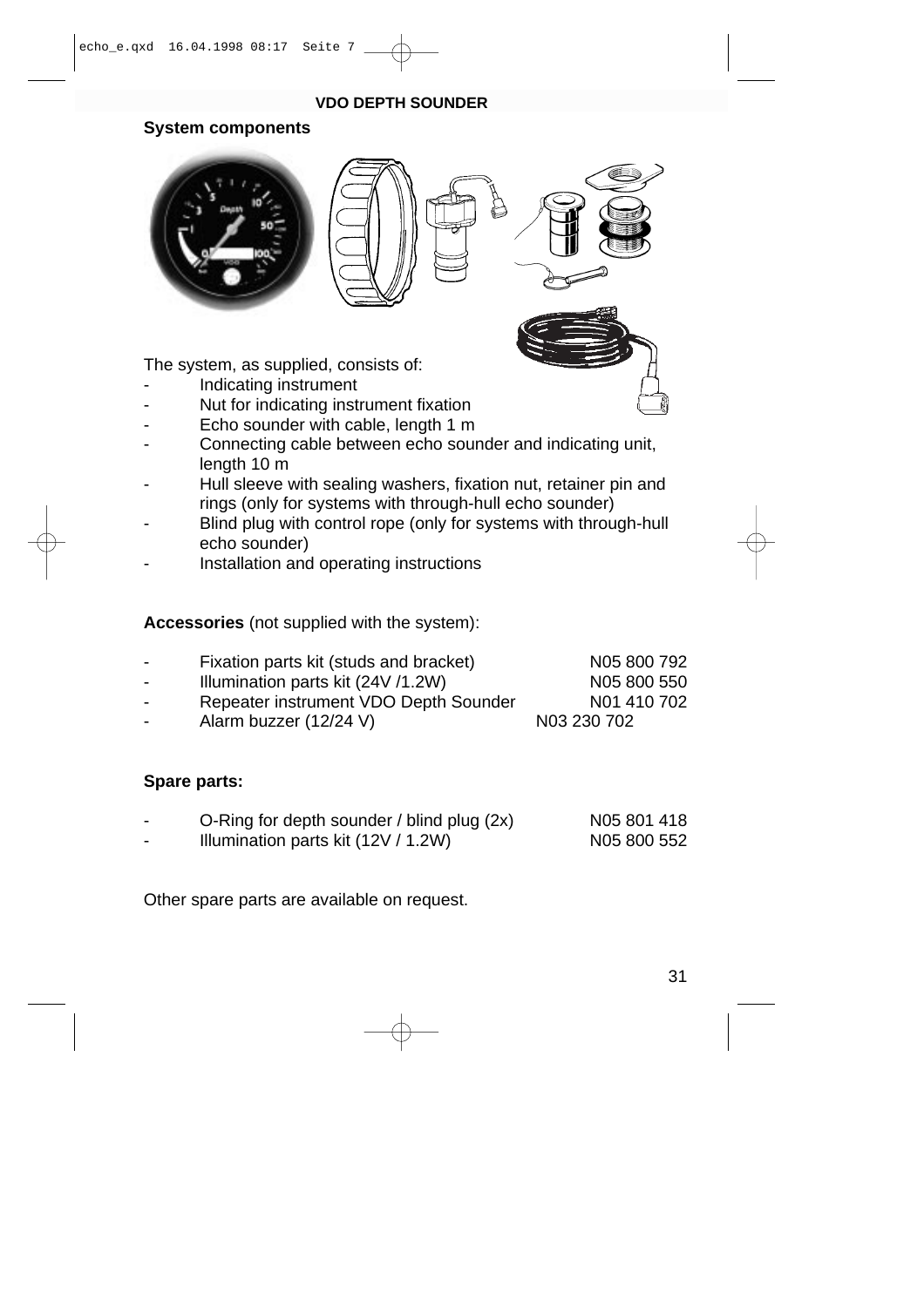## System components

The system, as supplied, consists of:

- Indicating instrument
- Nut for indicating instrument fixation
- Echo sounder with cable, length 1 m
- Connecting cable between echo sounder and indicating unit, length 10 m
- Hull sleeve with sealing washers, fixation nut, retainer pin and rings (only for systems with through-hull echo sounder)
- Blind plug with control rope (only for systems with through-hull echo sounder)
- Installation and operating instructions

**Accessories** (not supplied with the system):

| | |
|---|---|
| - Fixation parts kit (studs and bracket) | N05 800 792 |
| - Illumination parts kit (24V /1.2W) | N05 800 550 |
| - Repeater instrument VDO Depth Sounder | N01 410 702 |
| - Alarm buzzer (12/24 V) | N03 230 702 |

**Spare parts:**

| | |
|---|---|
| - O-Ring for depth sounder / blind plug (2x) | N05 801 418 |
| - Illumination parts kit (12V / 1.2W) | N05 800 552 |

Other spare parts are available on request.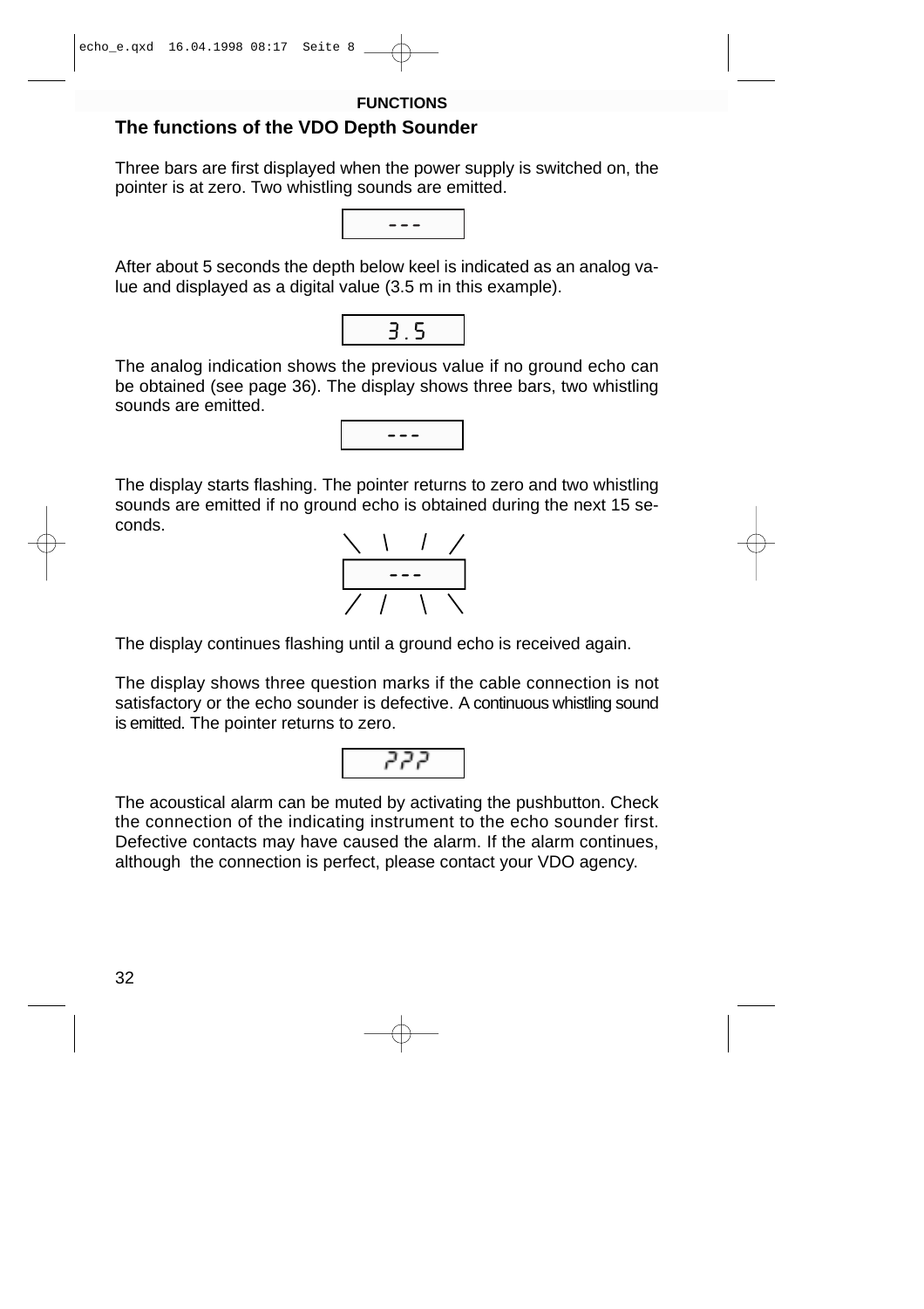## FUNCTIONS

### The functions of the VDO Depth Sounder

Three bars are first displayed when the power supply is switched on, the pointer is at zero. Two whistling sounds are emitted.

```
---
```

After about 5 seconds the depth below keel is indicated as an analog value and displayed as a digital value (3.5 m in this example).

```
3.5
```

The analog indication shows the previous value if no ground echo can be obtained (see page 36). The display shows three bars, two whistling sounds are emitted.

```
---
```

The display starts flashing. The pointer returns to zero and two whistling sounds are emitted if no ground echo is obtained during the next 15 seconds.

```
---
```

The display continues flashing until a ground echo is received again.

The display shows three question marks if the cable connection is not satisfactory or the echo sounder is defective. A continuous whistling sound is emitted. The pointer returns to zero.

```
???
```

The acoustical alarm can be muted by activating the pushbutton. Check the connection of the indicating instrument to the echo sounder first. Defective contacts may have caused the alarm. If the alarm continues, although the connection is perfect, please contact your VDO agency.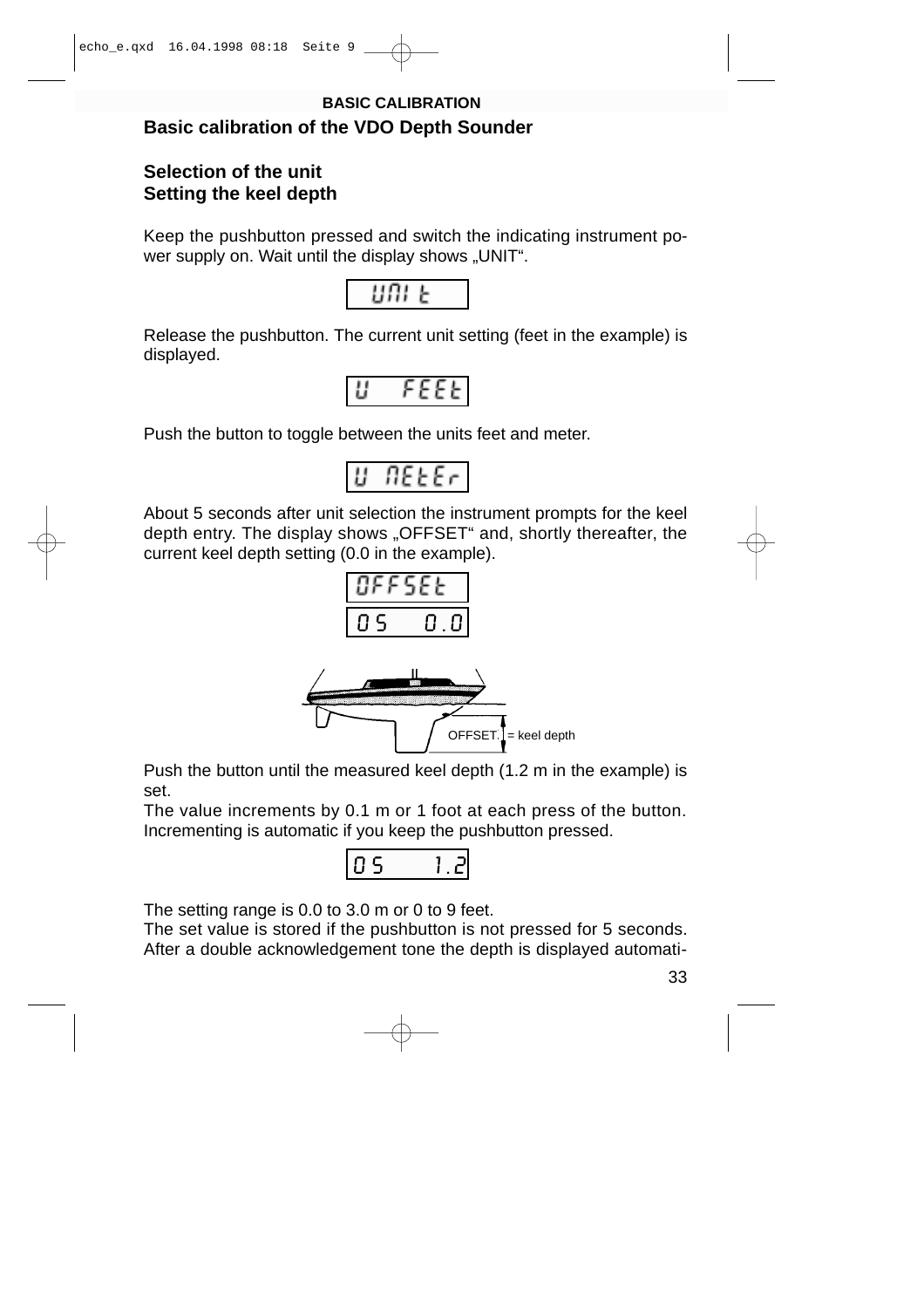## BASIC CALIBRATION

### Basic calibration of the VDO Depth Sounder

### Selection of the unit
### Setting the keel depth

Keep the pushbutton pressed and switch the indicating instrument power supply on. Wait until the display shows „UNIT“.

UNIt

Release the pushbutton. The current unit setting (feet in the example) is displayed.

U FEEt

Push the button to toggle between the units feet and meter.

U METEr

About 5 seconds after unit selection the instrument prompts for the keel depth entry. The display shows „OFFSET“ and, shortly thereafter, the current keel depth setting (0.0 in the example).

OFFSEt

OS 0.0

OFFSET = keel depth

Push the button until the measured keel depth (1.2 m in the example) is set.
The value increments by 0.1 m or 1 foot at each press of the button. Incrementing is automatic if you keep the pushbutton pressed.

OS 1.2

The setting range is 0.0 to 3.0 m or 0 to 9 feet.
The set value is stored if the pushbutton is not pressed for 5 seconds. After a double acknowledgement tone the depth is displayed automati-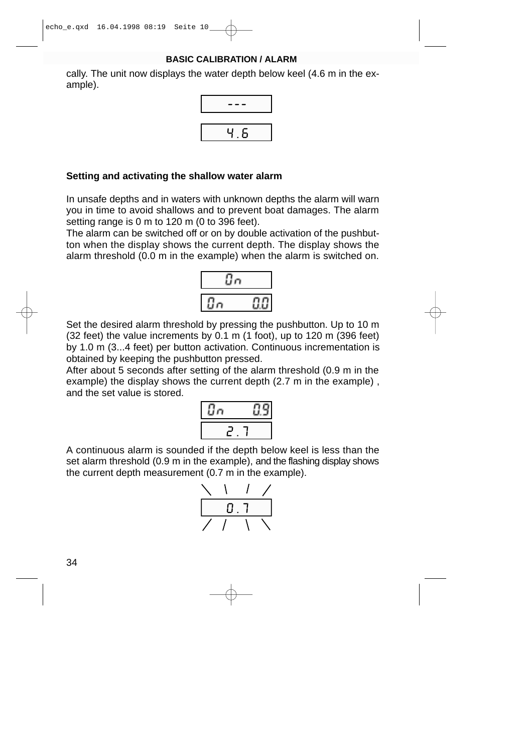## BASIC CALIBRATION / ALARM

cally. The unit now displays the water depth below keel (4.6 m in the example).

```
---
4.6
```

### Setting and activating the shallow water alarm

In unsafe depths and in waters with unknown depths the alarm will warn you in time to avoid shallows and to prevent boat damages. The alarm setting range is 0 m to 120 m (0 to 396 feet).

The alarm can be switched off or on by double activation of the pushbutton when the display shows the current depth. The display shows the alarm threshold (0.0 m in the example) when the alarm is switched on.

```
On
On    0.0
```

Set the desired alarm threshold by pressing the pushbutton. Up to 10 m (32 feet) the value increments by 0.1 m (1 foot), up to 120 m (396 feet) by 1.0 m (3...4 feet) per button activation. Continuous incrementation is obtained by keeping the pushbutton pressed.

After about 5 seconds after setting of the alarm threshold (0.9 m in the example) the display shows the current depth (2.7 m in the example) , and the set value is stored.

```
On    0.9
2.7
```

A continuous alarm is sounded if the depth below keel is less than the set alarm threshold (0.9 m in the example), and the flashing display shows the current depth measurement (0.7 m in the example).

```
0.7
```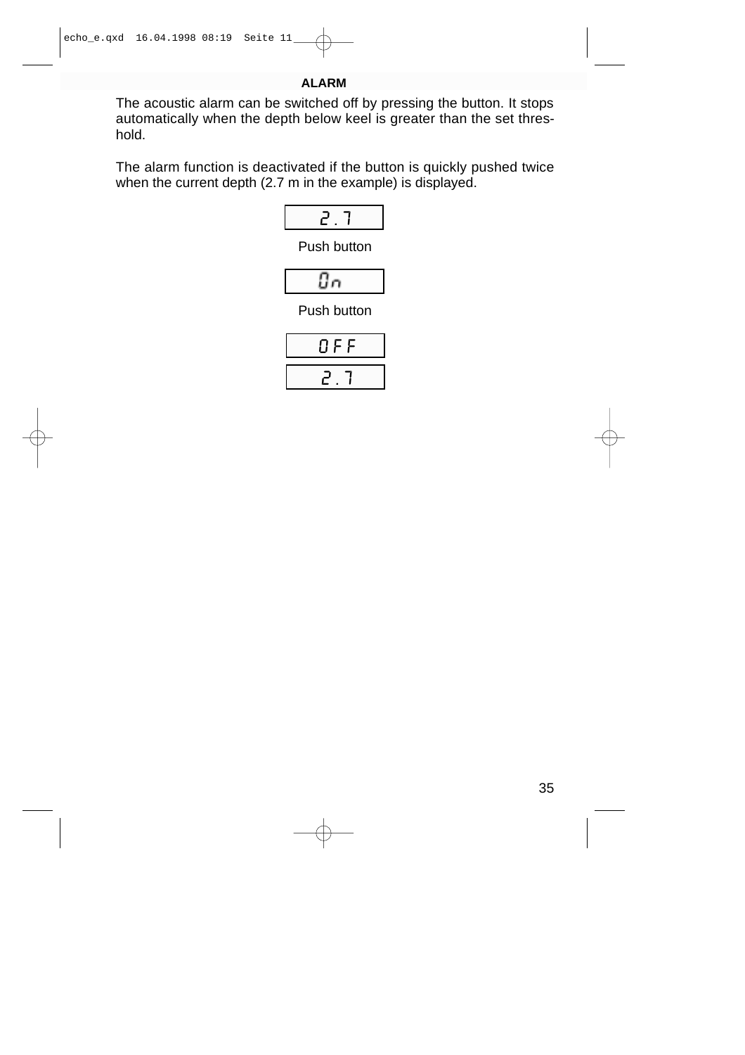## ALARM

The acoustic alarm can be switched off by pressing the button. It stops automatically when the depth below keel is greater than the set threshold.

The alarm function is deactivated if the button is quickly pushed twice when the current depth (2.7 m in the example) is displayed.

| 2.7 |
|---|

Push button

| On |
|---|

Push button

| OFF |
|---|

| 2.7 |
|---|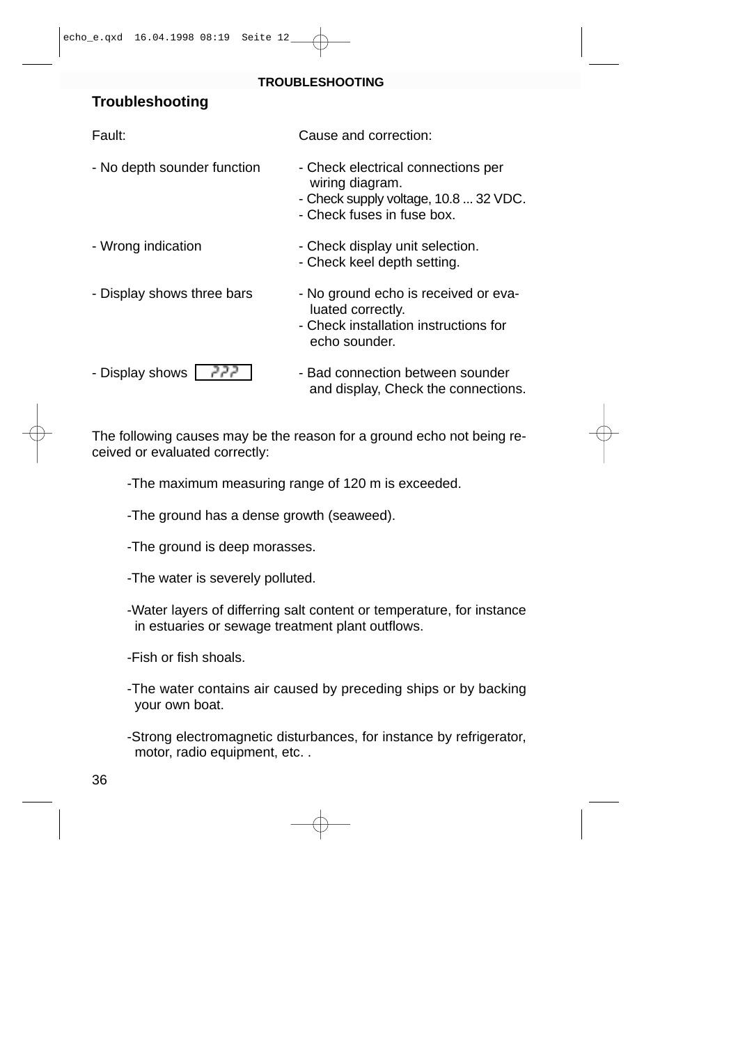## Troubleshooting

| Fault: | Cause and correction: |
| --- | --- |
| - No depth sounder function | - Check electrical connections per wiring diagram.<br>- Check supply voltage, 10.8 ... 32 VDC.<br>- Check fuses in fuse box. |
| - Wrong indication | - Check display unit selection.<br>- Check keel depth setting. |
| - Display shows three bars | - No ground echo is received or evaluated correctly.<br>- Check installation instructions for echo sounder. |
| - Display shows ??? | - Bad connection between sounder and display, Check the connections. |

The following causes may be the reason for a ground echo not being received or evaluated correctly:

- The maximum measuring range of 120 m is exceeded.
- The ground has a dense growth (seaweed).
- The ground is deep morasses.
- The water is severely polluted.
- Water layers of differring salt content or temperature, for instance in estuaries or sewage treatment plant outflows.
- Fish or fish shoals.
- The water contains air caused by preceding ships or by backing your own boat.
- Strong electromagnetic disturbances, for instance by refrigerator, motor, radio equipment, etc. .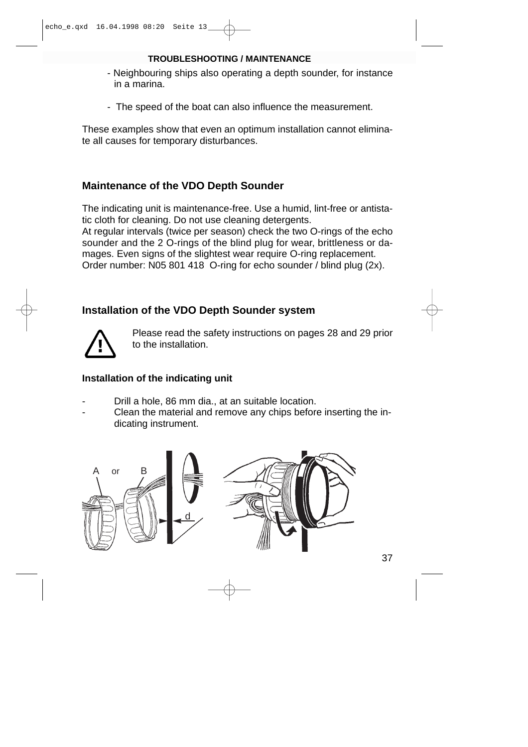- Neighbouring ships also operating a depth sounder, for instance in a marina.

- The speed of the boat can also influence the measurement.

These examples show that even an optimum installation cannot eliminate all causes for temporary disturbances.

## Maintenance of the VDO Depth Sounder

The indicating unit is maintenance-free. Use a humid, lint-free or antistatic cloth for cleaning. Do not use cleaning detergents.
At regular intervals (twice per season) check the two O-rings of the echo sounder and the 2 O-rings of the blind plug for wear, brittleness or damages. Even signs of the slightest wear require O-ring replacement.
Order number: N05 801 418 O-ring for echo sounder / blind plug (2x).

## Installation of the VDO Depth Sounder system

Please read the safety instructions on pages 28 and 29 prior to the installation.

### Installation of the indicating unit

- Drill a hole, 86 mm dia., at an suitable location.
- Clean the material and remove any chips before inserting the indicating instrument.

A or B

d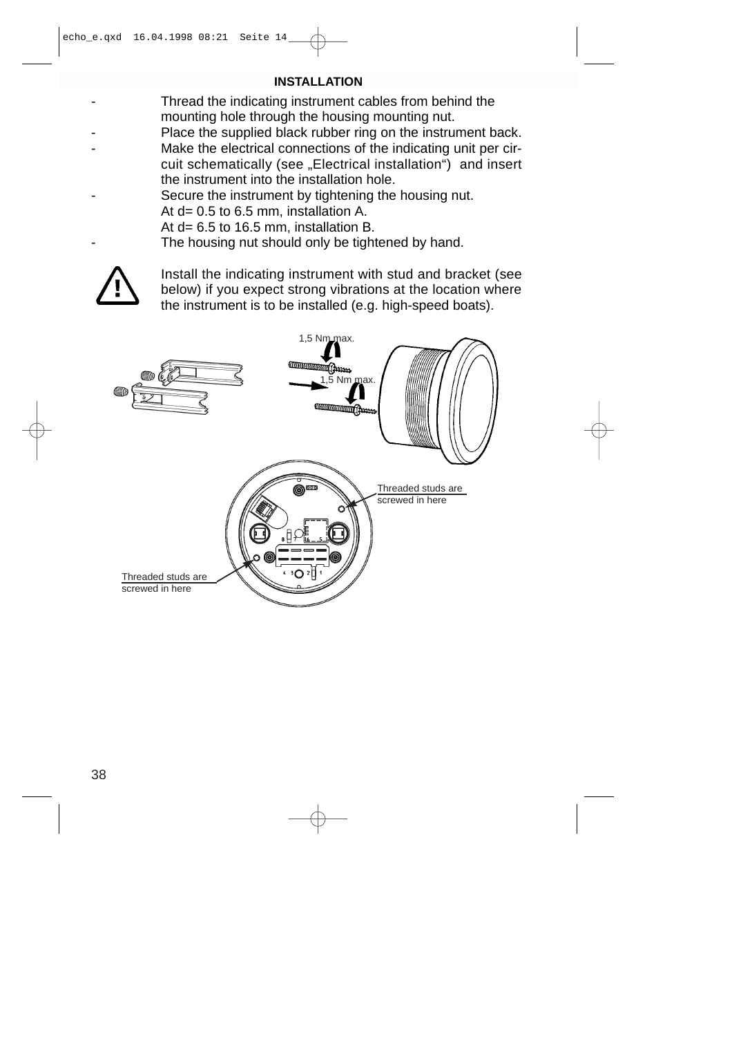## INSTALLATION

- Thread the indicating instrument cables from behind the mounting hole through the housing mounting nut.
- Place the supplied black rubber ring on the instrument back.
- Make the electrical connections of the indicating unit per circuit schematically (see „Electrical installation“) and insert the instrument into the installation hole.
- Secure the instrument by tightening the housing nut.
  At d= 0.5 to 6.5 mm, installation A.
  At d= 6.5 to 16.5 mm, installation B.
- The housing nut should only be tightened by hand.

Install the indicating instrument with stud and bracket (see below) if you expect strong vibrations at the location where the instrument is to be installed (e.g. high-speed boats).

1,5 Nm max.

1,5 Nm max.

Threaded studs are screwed in here

Threaded studs are screwed in here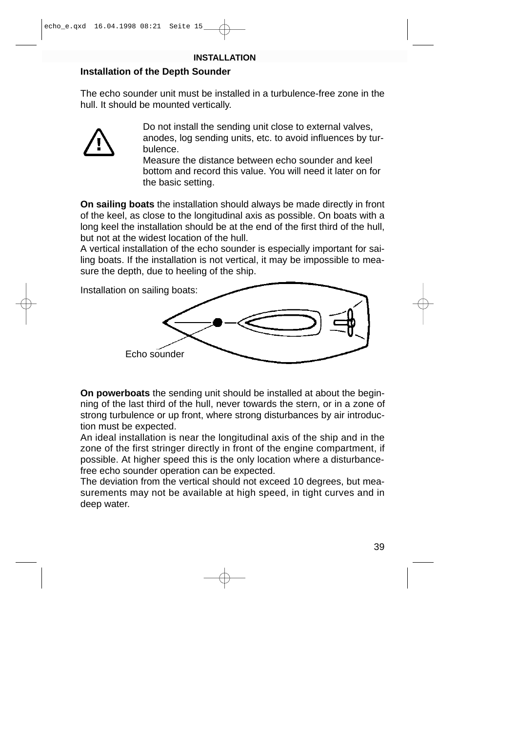## INSTALLATION

### Installation of the Depth Sounder

The echo sounder unit must be installed in a turbulence-free zone in the hull. It should be mounted vertically.

Do not install the sending unit close to external valves, anodes, log sending units, etc. to avoid influences by turbulence.
Measure the distance between echo sounder and keel bottom and record this value. You will need it later on for the basic setting.

**On sailing boats** the installation should always be made directly in front of the keel, as close to the longitudinal axis as possible. On boats with a long keel the installation should be at the end of the first third of the hull, but not at the widest location of the hull.
A vertical installation of the echo sounder is especially important for sailing boats. If the installation is not vertical, it may be impossible to measure the depth, due to heeling of the ship.

Installation on sailing boats:

Echo sounder

**On powerboats** the sending unit should be installed at about the beginning of the last third of the hull, never towards the stern, or in a zone of strong turbulence or up front, where strong disturbances by air introduction must be expected.
An ideal installation is near the longitudinal axis of the ship and in the zone of the first stringer directly in front of the engine compartment, if possible. At higher speed this is the only location where a disturbance-free echo sounder operation can be expected.
The deviation from the vertical should not exceed 10 degrees, but measurements may not be available at high speed, in tight curves and in deep water.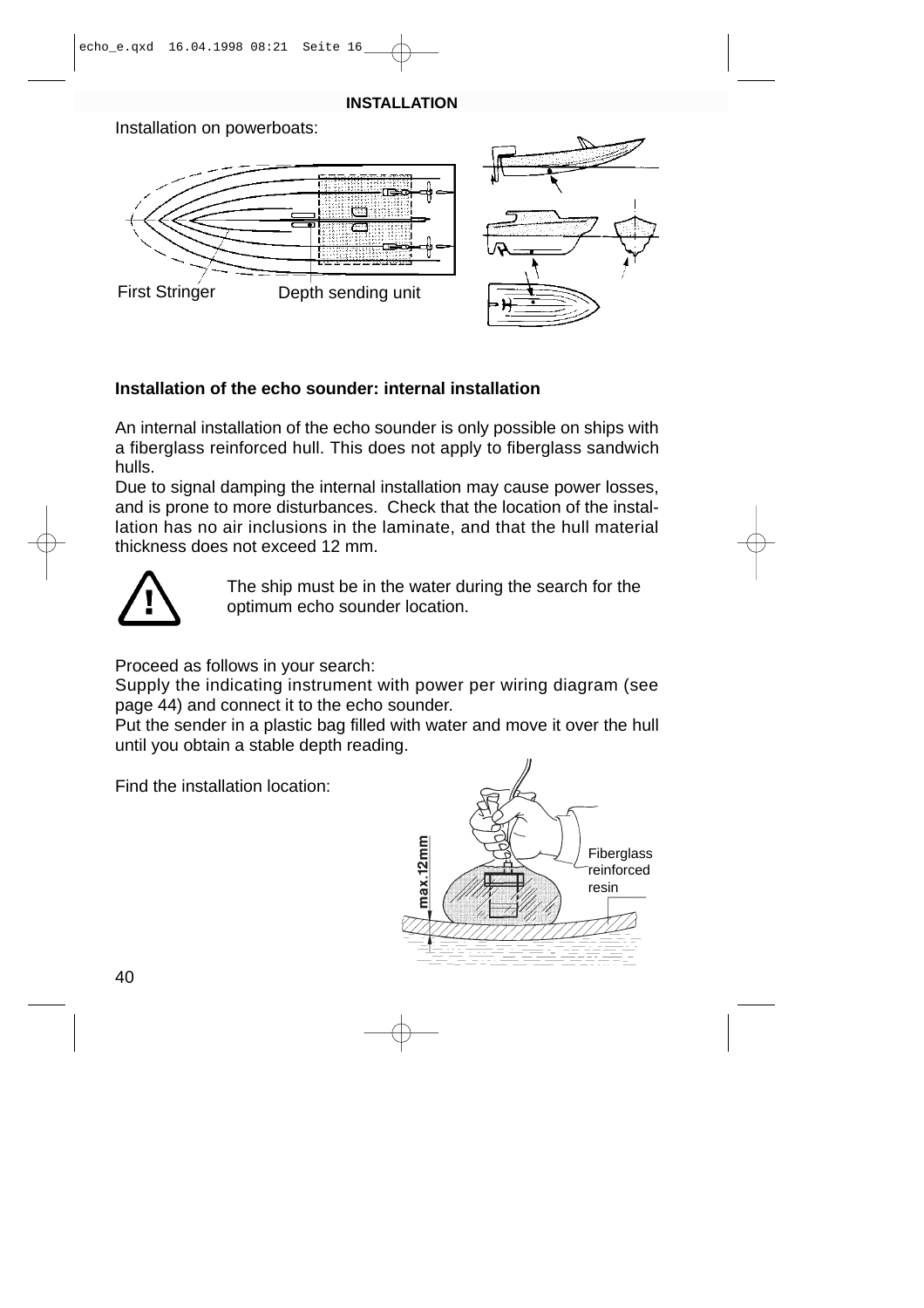## INSTALLATION

Installation on powerboats:

First Stringer

Depth sending unit

### Installation of the echo sounder: internal installation

An internal installation of the echo sounder is only possible on ships with a fiberglass reinforced hull. This does not apply to fiberglass sandwich hulls.
Due to signal damping the internal installation may cause power losses, and is prone to more disturbances. Check that the location of the installation has no air inclusions in the laminate, and that the hull material thickness does not exceed 12 mm.

The ship must be in the water during the search for the optimum echo sounder location.

Proceed as follows in your search:
Supply the indicating instrument with power per wiring diagram (see page 44) and connect it to the echo sounder.
Put the sender in a plastic bag filled with water and move it over the hull until you obtain a stable depth reading.

Find the installation location:

max.12mm

Fiberglass reinforced resin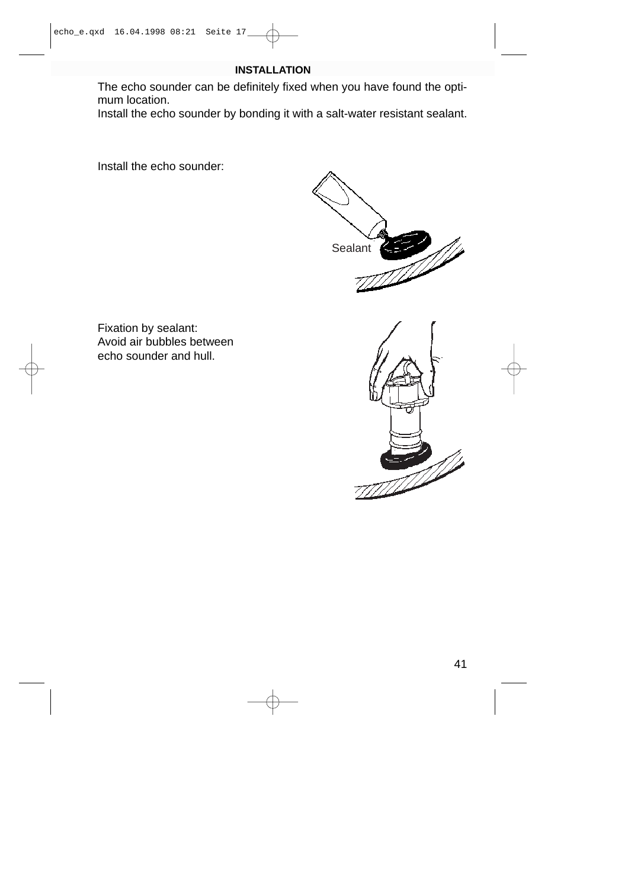## INSTALLATION

The echo sounder can be definitely fixed when you have found the optimum location.
Install the echo sounder by bonding it with a salt-water resistant sealant.

Install the echo sounder:

Sealant

Fixation by sealant:
Avoid air bubbles between echo sounder and hull.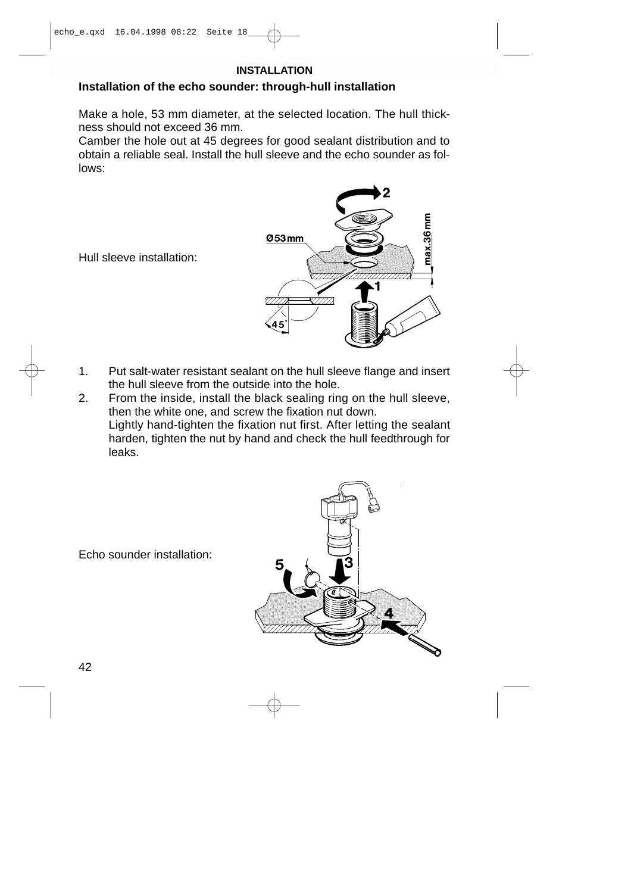## INSTALLATION

### Installation of the echo sounder: through-hull installation

Make a hole, 53 mm diameter, at the selected location. The hull thickness should not exceed 36 mm.
Camber the hole out at 45 degrees for good sealant distribution and to obtain a reliable seal. Install the hull sleeve and the echo sounder as follows:

Hull sleeve installation:

1. Put salt-water resistant sealant on the hull sleeve flange and insert the hull sleeve from the outside into the hole.
2. From the inside, install the black sealing ring on the hull sleeve, then the white one, and screw the fixation nut down.
   Lightly hand-tighten the fixation nut first. After letting the sealant harden, tighten the nut by hand and check the hull feedthrough for leaks.

Echo sounder installation: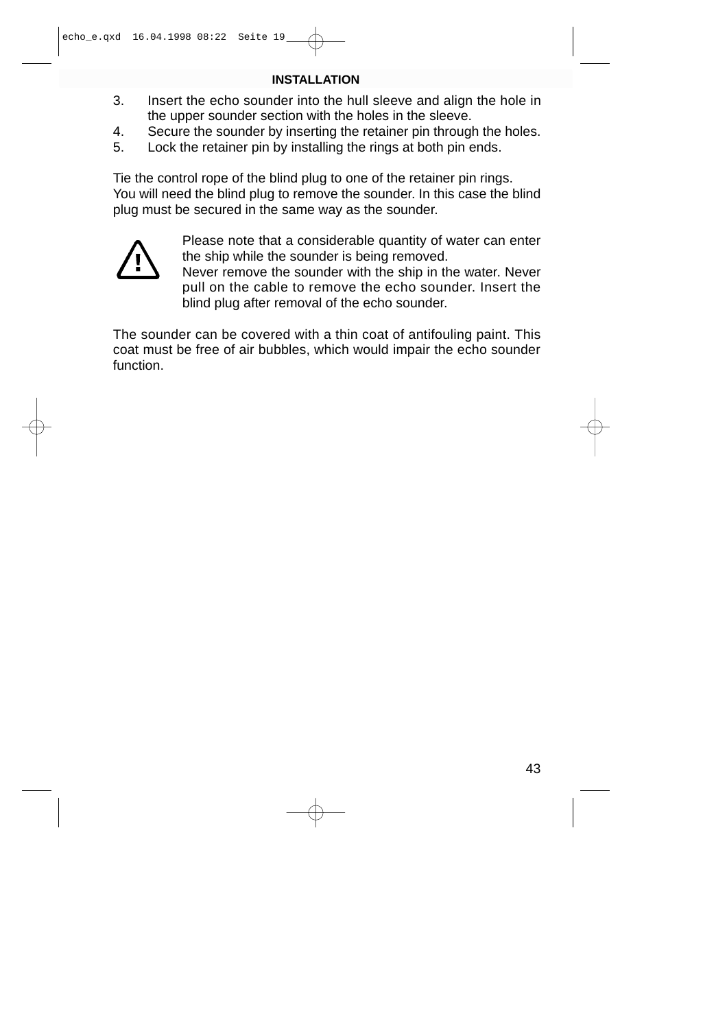## INSTALLATION

3. Insert the echo sounder into the hull sleeve and align the hole in the upper sounder section with the holes in the sleeve.
4. Secure the sounder by inserting the retainer pin through the holes.
5. Lock the retainer pin by installing the rings at both pin ends.

Tie the control rope of the blind plug to one of the retainer pin rings. You will need the blind plug to remove the sounder. In this case the blind plug must be secured in the same way as the sounder.

Please note that a considerable quantity of water can enter the ship while the sounder is being removed. Never remove the sounder with the ship in the water. Never pull on the cable to remove the echo sounder. Insert the blind plug after removal of the echo sounder.

The sounder can be covered with a thin coat of antifouling paint. This coat must be free of air bubbles, which would impair the echo sounder function.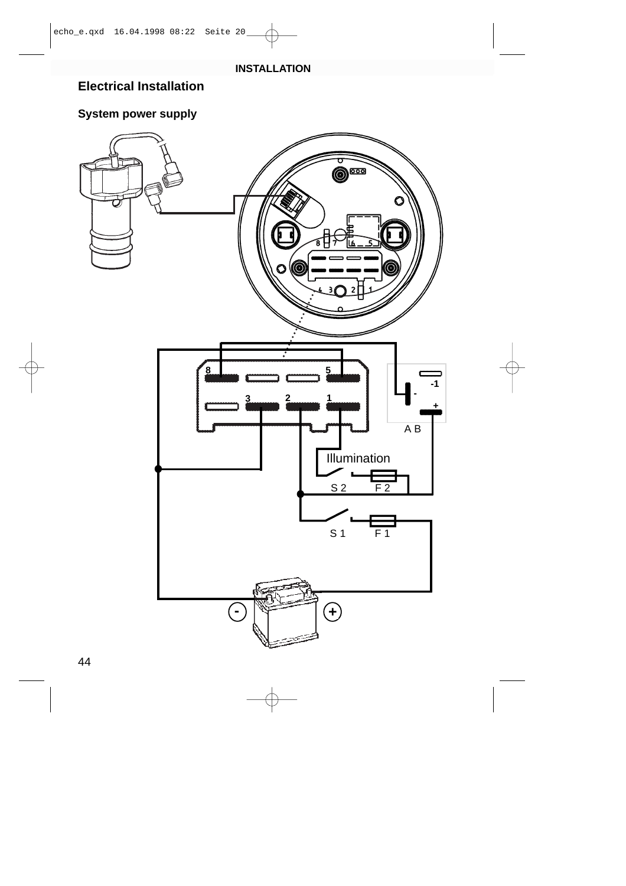## INSTALLATION

# Electrical Installation

### System power supply

8 5

3 2 1

-1

-

+

A B

Illumination

S 2 F 2

S 1 F 1

-

+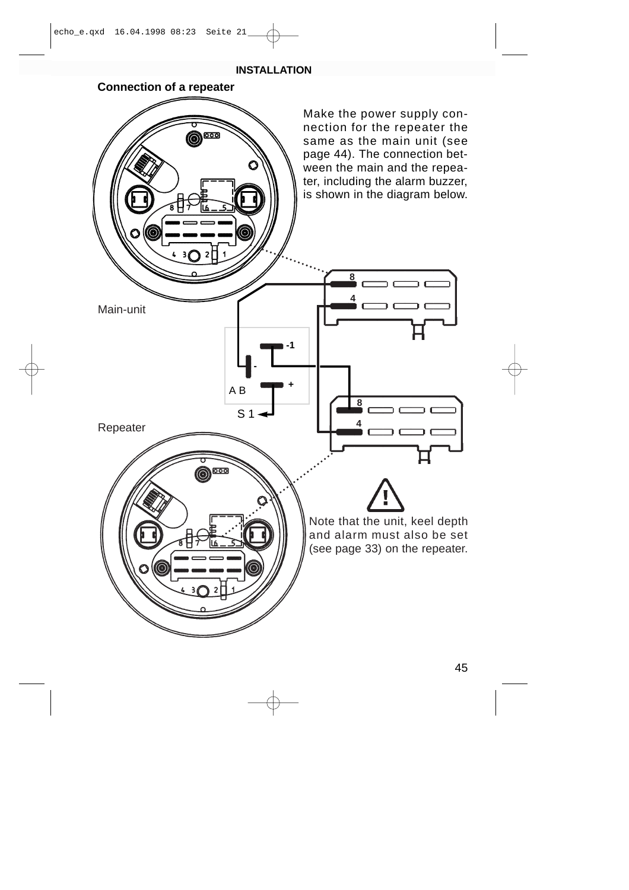## INSTALLATION

### Connection of a repeater

Make the power supply connection for the repeater the same as the main unit (see page 44). The connection between the main and the repeater, including the alarm buzzer, is shown in the diagram below.

Main-unit

-1

-

+

A B

S 1

Repeater

8

4

8

4

Note that the unit, keel depth and alarm must also be set (see page 33) on the repeater.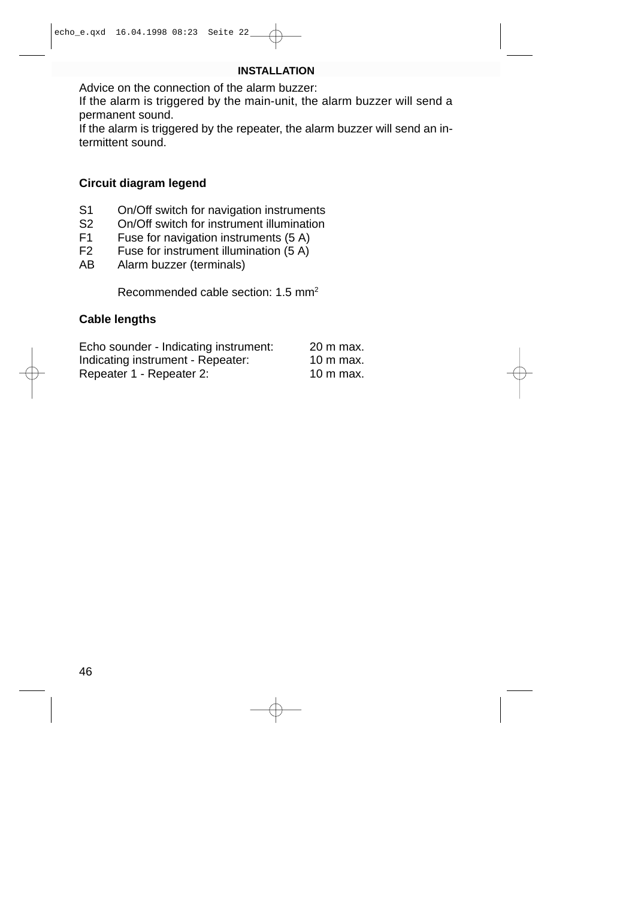## INSTALLATION

Advice on the connection of the alarm buzzer:
If the alarm is triggered by the main-unit, the alarm buzzer will send a permanent sound.
If the alarm is triggered by the repeater, the alarm buzzer will send an intermittent sound.

### Circuit diagram legend

S1 On/Off switch for navigation instruments
S2 On/Off switch for instrument illumination
F1 Fuse for navigation instruments (5 A)
F2 Fuse for instrument illumination (5 A)
AB Alarm buzzer (terminals)

Recommended cable section: 1.5 $mm^2$

### Cable lengths

| | |
|---|---|
| Echo sounder - Indicating instrument: | 20 m max. |
| Indicating instrument - Repeater: | 10 m max. |
| Repeater 1 - Repeater 2: | 10 m max. |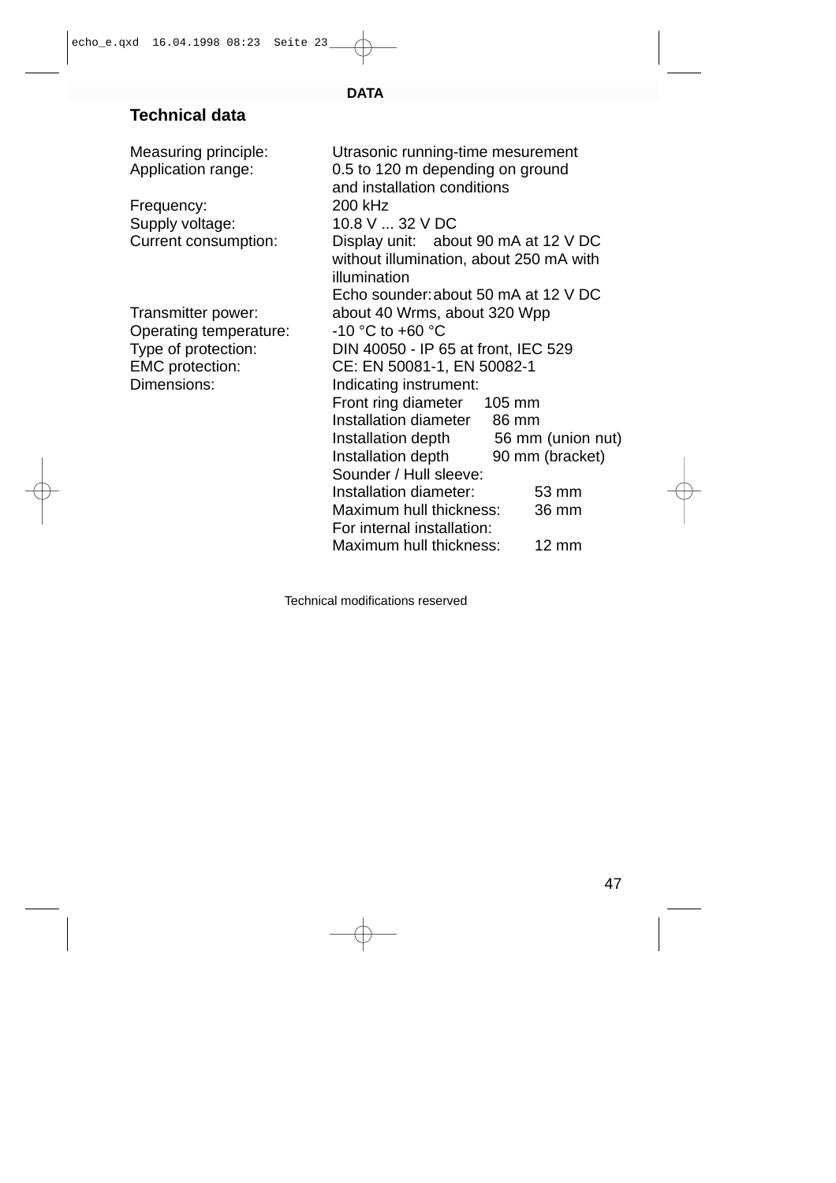## Technical data

| | |
|---|---|
| Measuring principle: | Utrasonic running-time mesurement |
| Application range: | 0.5 to 120 m depending on ground and installation conditions |
| Frequency: | 200 kHz |
| Supply voltage: | 10.8 V ... 32 V DC |
| Current consumption: | Display unit: about 90 mA at 12 V DC without illumination, about 250 mA with illumination<br>Echo sounder: about 50 mA at 12 V DC |
| Transmitter power: | about 40 Wrms, about 320 Wpp |
| Operating temperature: | -10 °C to +60 °C |
| Type of protection: | DIN 40050 - IP 65 at front, IEC 529 |
| EMC protection: | CE: EN 50081-1, EN 50082-1 |
| Dimensions: | Indicating instrument:<br>Front ring diameter 105 mm<br>Installation diameter 86 mm<br>Installation depth 56 mm (union nut)<br>Installation depth 90 mm (bracket)<br>Sounder / Hull sleeve:<br>Installation diameter: 53 mm<br>Maximum hull thickness: 36 mm<br>For internal installation:<br>Maximum hull thickness: 12 mm |

Technical modifications reserved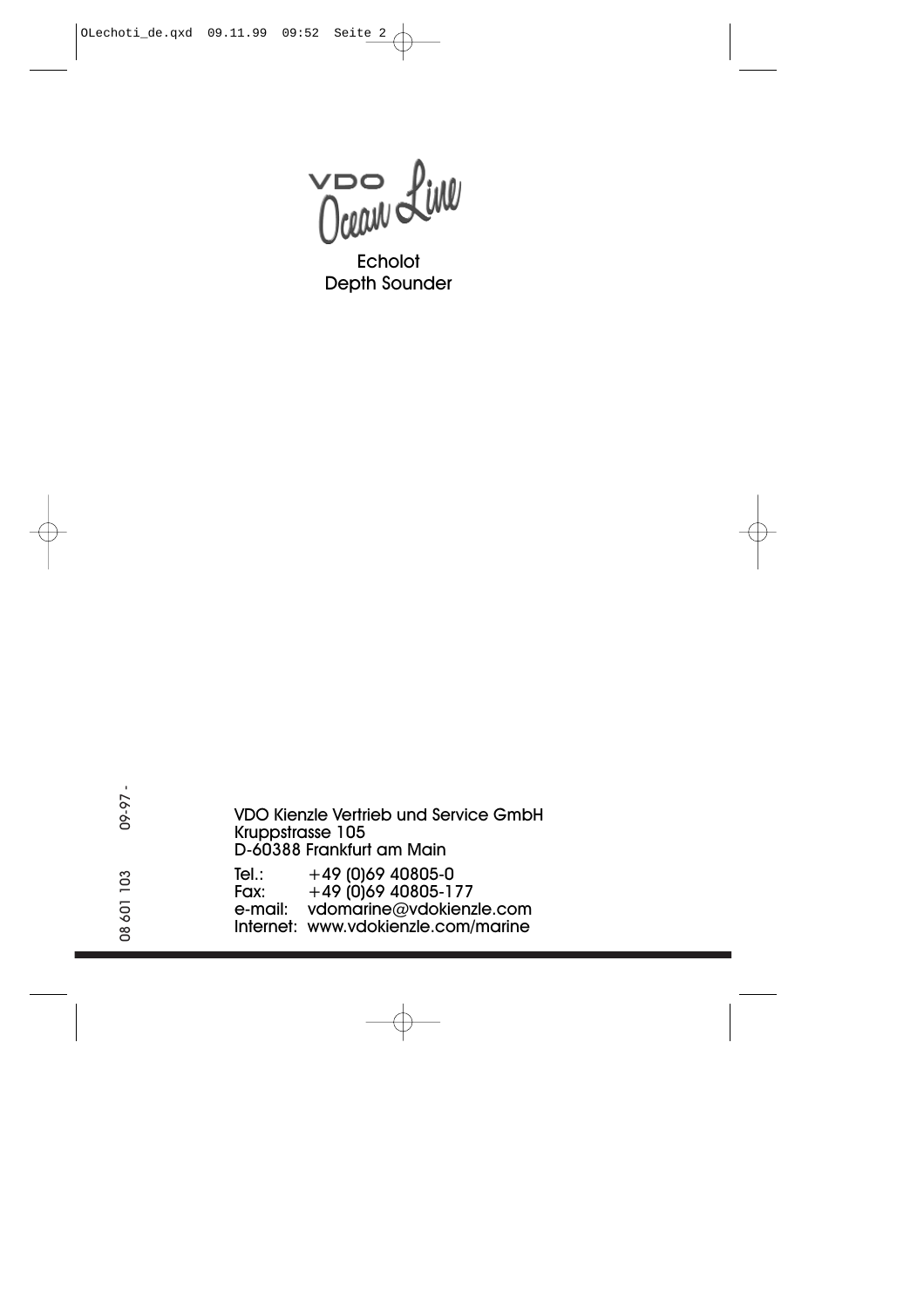VDO Ocean Line

Echolot
Depth Sounder

09-97 -

08 601 103

VDO Kienzle Vertrieb und Service GmbH
Kruppstrasse 105
D-60388 Frankfurt am Main

Tel.: +49 (0)69 40805-0
Fax: +49 (0)69 40805-177
e-mail: vdomarine@vdokienzle.com
Internet: www.vdokienzle.com/marine